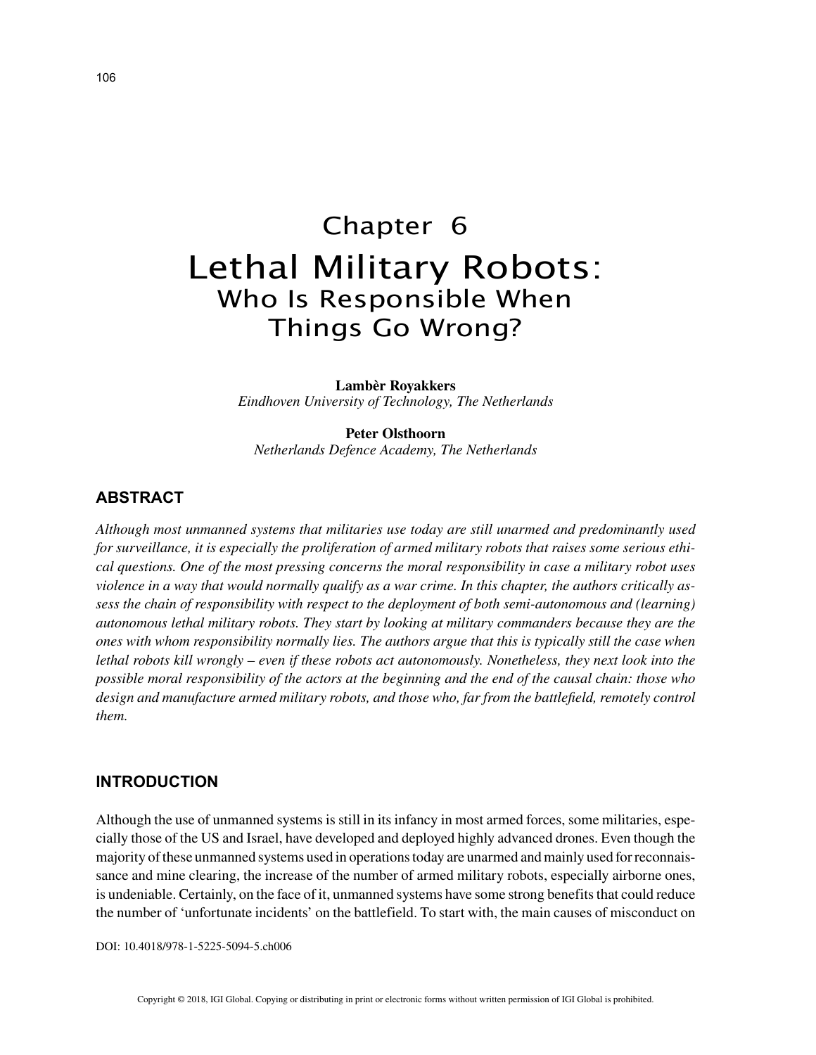# Chapter 6

# Lethal Military Robots: Who Is Responsible When Things Go Wrong?

**Lambèr Royakkers**
*Eindhoven University of Technology, The Netherlands*

**Peter Olsthoorn**
*Netherlands Defence Academy, The Netherlands*

## ABSTRACT

*Although most unmanned systems that militaries use today are still unarmed and predominantly used for surveillance, it is especially the proliferation of armed military robots that raises some serious ethical questions. One of the most pressing concerns the moral responsibility in case a military robot uses violence in a way that would normally qualify as a war crime. In this chapter, the authors critically assess the chain of responsibility with respect to the deployment of both semi-autonomous and (learning) autonomous lethal military robots. They start by looking at military commanders because they are the ones with whom responsibility normally lies. The authors argue that this is typically still the case when lethal robots kill wrongly – even if these robots act autonomously. Nonetheless, they next look into the possible moral responsibility of the actors at the beginning and the end of the causal chain: those who design and manufacture armed military robots, and those who, far from the battlefield, remotely control them.*

## INTRODUCTION

Although the use of unmanned systems is still in its infancy in most armed forces, some militaries, especially those of the US and Israel, have developed and deployed highly advanced drones. Even though the majority of these unmanned systems used in operations today are unarmed and mainly used for reconnaissance and mine clearing, the increase of the number of armed military robots, especially airborne ones, is undeniable. Certainly, on the face of it, unmanned systems have some strong benefits that could reduce the number of 'unfortunate incidents' on the battlefield. To start with, the main causes of misconduct on

DOI: 10.4018/978-1-5225-5094-5.ch006

Copyright © 2018, IGI Global. Copying or distributing in print or electronic forms without written permission of IGI Global is prohibited.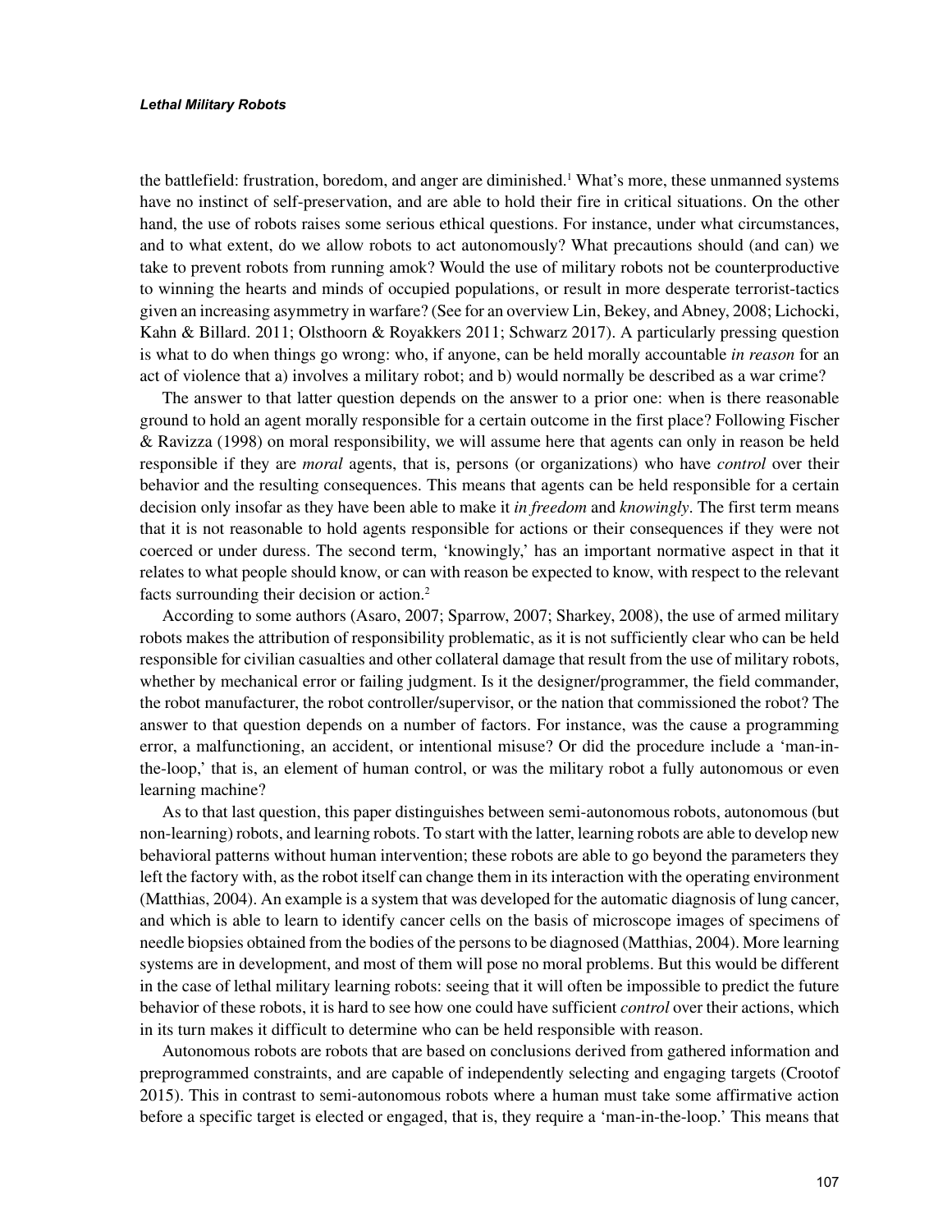the battlefield: frustration, boredom, and anger are diminished.[1] What's more, these unmanned systems have no instinct of self-preservation, and are able to hold their fire in critical situations. On the other hand, the use of robots raises some serious ethical questions. For instance, under what circumstances, and to what extent, do we allow robots to act autonomously? What precautions should (and can) we take to prevent robots from running amok? Would the use of military robots not be counterproductive to winning the hearts and minds of occupied populations, or result in more desperate terrorist-tactics given an increasing asymmetry in warfare? (See for an overview Lin, Bekey, and Abney, 2008; Lichocki, Kahn & Billard. 2011; Olsthoorn & Royakkers 2011; Schwarz 2017). A particularly pressing question is what to do when things go wrong: who, if anyone, can be held morally accountable *in reason* for an act of violence that a) involves a military robot; and b) would normally be described as a war crime?

The answer to that latter question depends on the answer to a prior one: when is there reasonable ground to hold an agent morally responsible for a certain outcome in the first place? Following Fischer & Ravizza (1998) on moral responsibility, we will assume here that agents can only in reason be held responsible if they are *moral* agents, that is, persons (or organizations) who have *control* over their behavior and the resulting consequences. This means that agents can be held responsible for a certain decision only insofar as they have been able to make it *in freedom* and *knowingly*. The first term means that it is not reasonable to hold agents responsible for actions or their consequences if they were not coerced or under duress. The second term, 'knowingly,' has an important normative aspect in that it relates to what people should know, or can with reason be expected to know, with respect to the relevant facts surrounding their decision or action.[2]

According to some authors (Asaro, 2007; Sparrow, 2007; Sharkey, 2008), the use of armed military robots makes the attribution of responsibility problematic, as it is not sufficiently clear who can be held responsible for civilian casualties and other collateral damage that result from the use of military robots, whether by mechanical error or failing judgment. Is it the designer/programmer, the field commander, the robot manufacturer, the robot controller/supervisor, or the nation that commissioned the robot? The answer to that question depends on a number of factors. For instance, was the cause a programming error, a malfunctioning, an accident, or intentional misuse? Or did the procedure include a 'man-in-the-loop,' that is, an element of human control, or was the military robot a fully autonomous or even learning machine?

As to that last question, this paper distinguishes between semi-autonomous robots, autonomous (but non-learning) robots, and learning robots. To start with the latter, learning robots are able to develop new behavioral patterns without human intervention; these robots are able to go beyond the parameters they left the factory with, as the robot itself can change them in its interaction with the operating environment (Matthias, 2004). An example is a system that was developed for the automatic diagnosis of lung cancer, and which is able to learn to identify cancer cells on the basis of microscope images of specimens of needle biopsies obtained from the bodies of the persons to be diagnosed (Matthias, 2004). More learning systems are in development, and most of them will pose no moral problems. But this would be different in the case of lethal military learning robots: seeing that it will often be impossible to predict the future behavior of these robots, it is hard to see how one could have sufficient *control* over their actions, which in its turn makes it difficult to determine who can be held responsible with reason.

Autonomous robots are robots that are based on conclusions derived from gathered information and preprogrammed constraints, and are capable of independently selecting and engaging targets (Crootof 2015). This in contrast to semi-autonomous robots where a human must take some affirmative action before a specific target is elected or engaged, that is, they require a 'man-in-the-loop.' This means that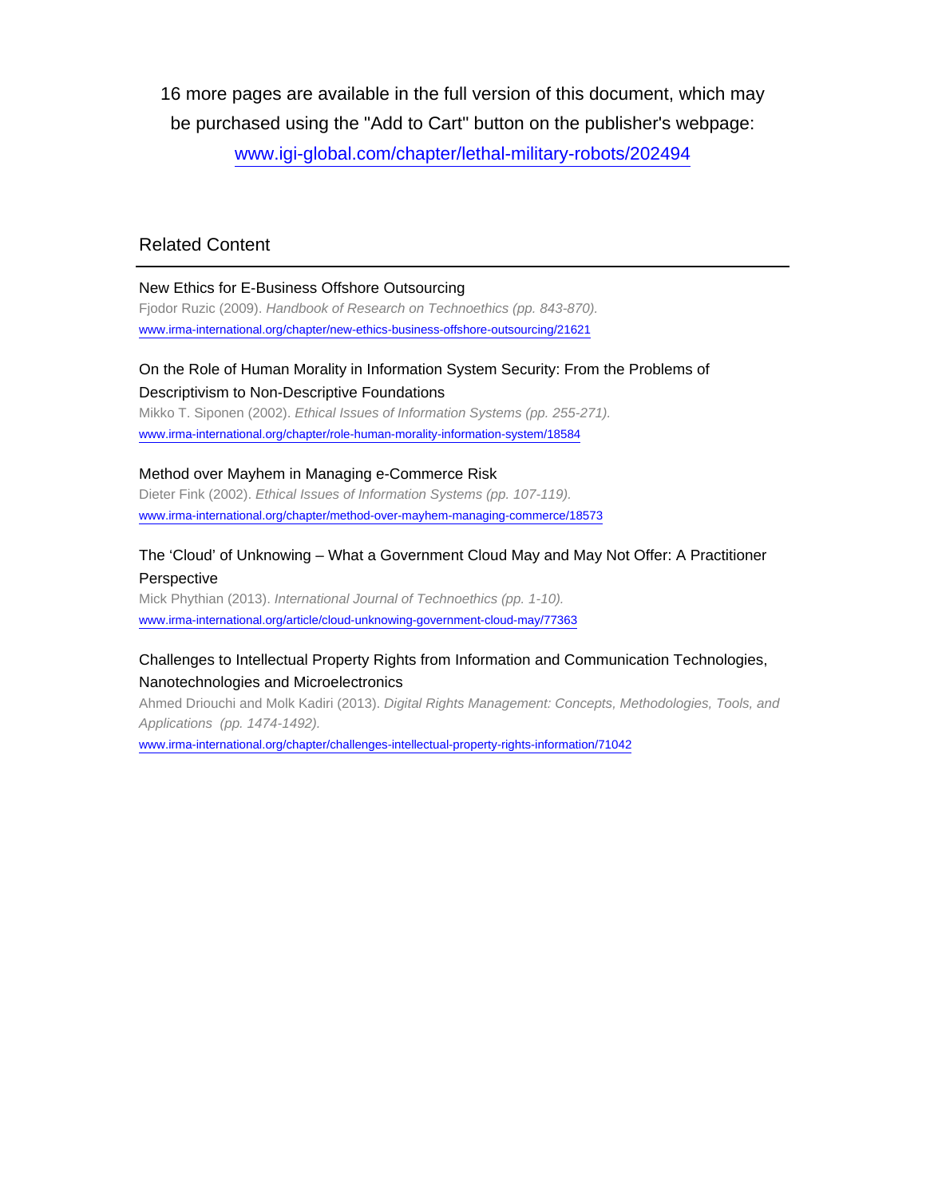16 more pages are available in the full version of this document, which may be purchased using the "Add to Cart" button on the publisher's webpage:
www.igi-global.com/chapter/lethal-military-robots/202494

## Related Content

New Ethics for E-Business Offshore Outsourcing
Fjodor Ruzic (2009). *Handbook of Research on Technoethics (pp. 843-870).*
www.irma-international.org/chapter/new-ethics-business-offshore-outsourcing/21621

On the Role of Human Morality in Information System Security: From the Problems of Descriptivism to Non-Descriptive Foundations
Mikko T. Siponen (2002). *Ethical Issues of Information Systems (pp. 255-271).*
www.irma-international.org/chapter/role-human-morality-information-system/18584

Method over Mayhem in Managing e-Commerce Risk
Dieter Fink (2002). *Ethical Issues of Information Systems (pp. 107-119).*
www.irma-international.org/chapter/method-over-mayhem-managing-commerce/18573

The 'Cloud' of Unknowing – What a Government Cloud May and May Not Offer: A Practitioner Perspective
Mick Phythian (2013). *International Journal of Technoethics (pp. 1-10).*
www.irma-international.org/article/cloud-unknowing-government-cloud-may/77363

Challenges to Intellectual Property Rights from Information and Communication Technologies, Nanotechnologies and Microelectronics
Ahmed Driouchi and Molk Kadiri (2013). *Digital Rights Management: Concepts, Methodologies, Tools, and Applications (pp. 1474-1492).*
www.irma-international.org/chapter/challenges-intellectual-property-rights-information/71042